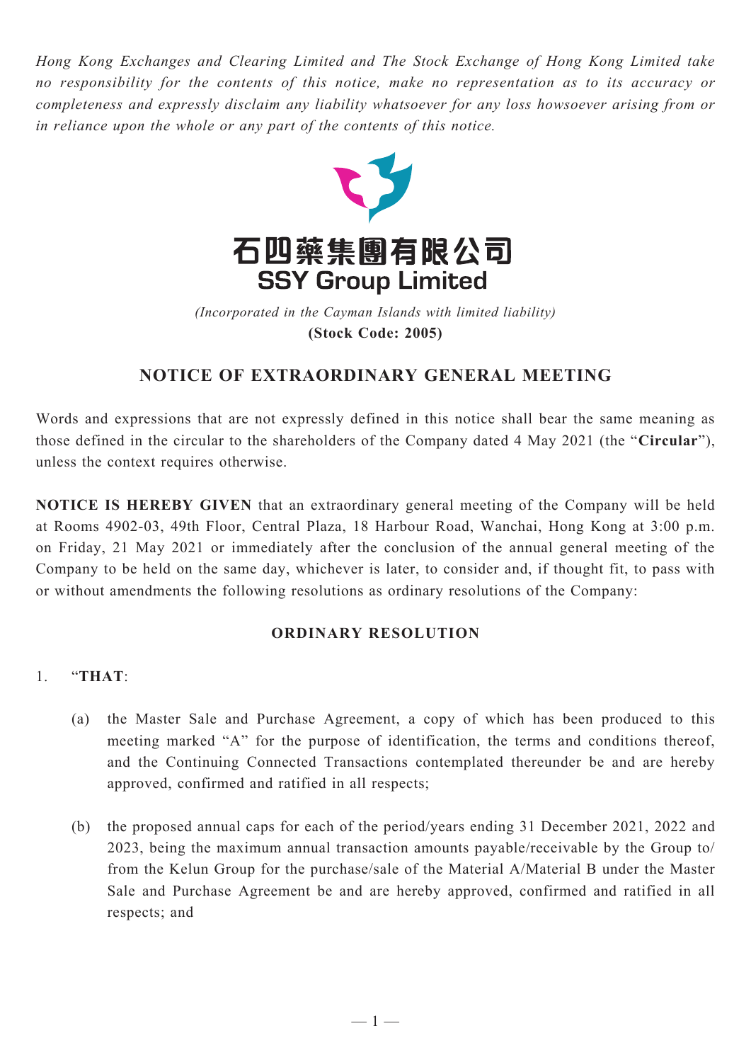*Hong Kong Exchanges and Clearing Limited and The Stock Exchange of Hong Kong Limited take no responsibility for the contents of this notice, make no representation as to its accuracy or completeness and expressly disclaim any liability whatsoever for any loss howsoever arising from or in reliance upon the whole or any part of the contents of this notice.*

# 石四藥集團有限公司
# SSY Group Limited

*(Incorporated in the Cayman Islands with limited liability)*

**(Stock Code: 2005)**

## NOTICE OF EXTRAORDINARY GENERAL MEETING

Words and expressions that are not expressly defined in this notice shall bear the same meaning as those defined in the circular to the shareholders of the Company dated 4 May 2021 (the "**Circular**"), unless the context requires otherwise.

**NOTICE IS HEREBY GIVEN** that an extraordinary general meeting of the Company will be held at Rooms 4902-03, 49th Floor, Central Plaza, 18 Harbour Road, Wanchai, Hong Kong at 3:00 p.m. on Friday, 21 May 2021 or immediately after the conclusion of the annual general meeting of the Company to be held on the same day, whichever is later, to consider and, if thought fit, to pass with or without amendments the following resolutions as ordinary resolutions of the Company:

### ORDINARY RESOLUTION

1. "**THAT**:

   (a) the Master Sale and Purchase Agreement, a copy of which has been produced to this meeting marked "A" for the purpose of identification, the terms and conditions thereof, and the Continuing Connected Transactions contemplated thereunder be and are hereby approved, confirmed and ratified in all respects;

   (b) the proposed annual caps for each of the period/years ending 31 December 2021, 2022 and 2023, being the maximum annual transaction amounts payable/receivable by the Group to/from the Kelun Group for the purchase/sale of the Material A/Material B under the Master Sale and Purchase Agreement be and are hereby approved, confirmed and ratified in all respects; and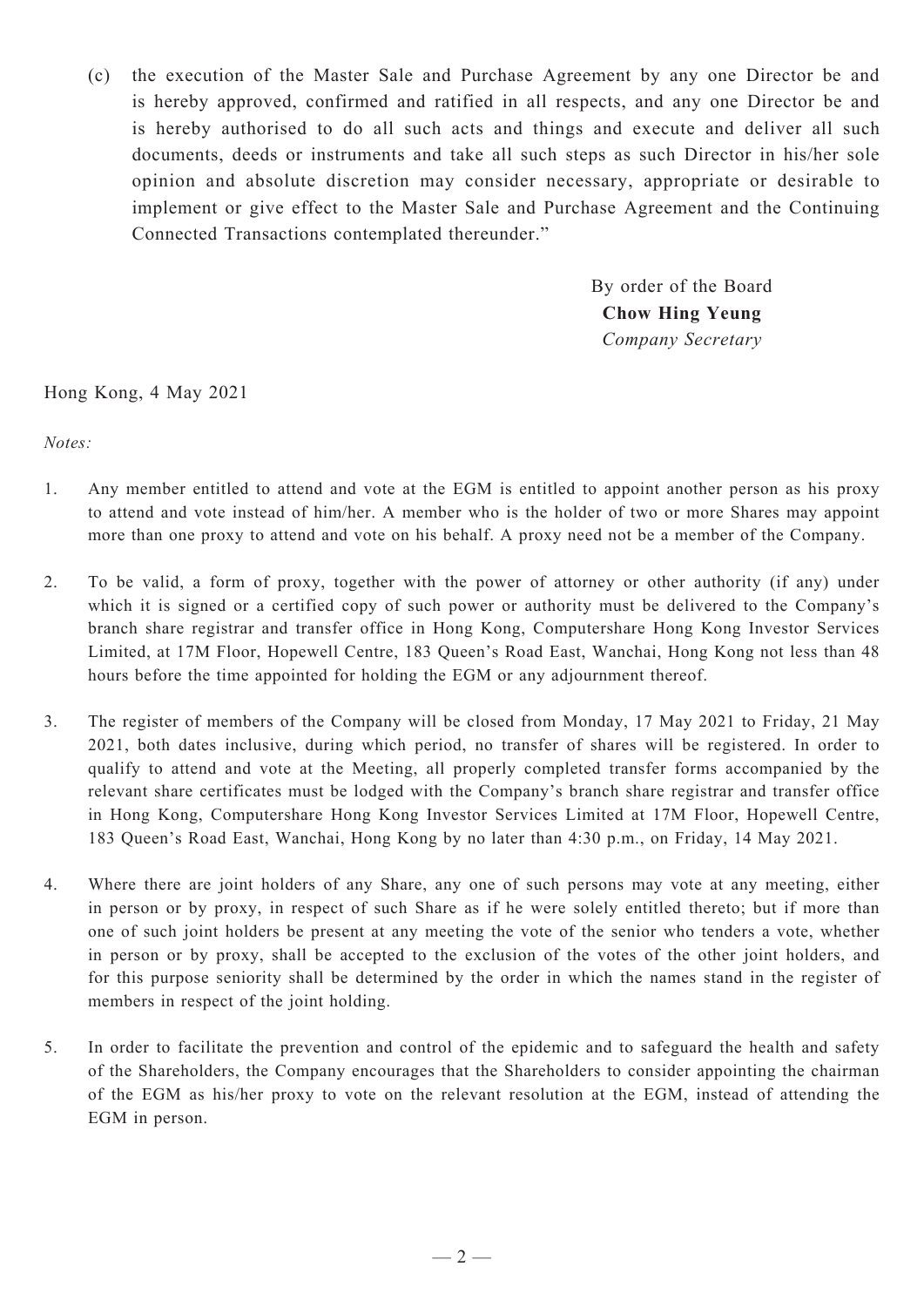(c) the execution of the Master Sale and Purchase Agreement by any one Director be and is hereby approved, confirmed and ratified in all respects, and any one Director be and is hereby authorised to do all such acts and things and execute and deliver all such documents, deeds or instruments and take all such steps as such Director in his/her sole opinion and absolute discretion may consider necessary, appropriate or desirable to implement or give effect to the Master Sale and Purchase Agreement and the Continuing Connected Transactions contemplated thereunder."

By order of the Board
**Chow Hing Yeung**
*Company Secretary*

Hong Kong, 4 May 2021

*Notes:*

1. Any member entitled to attend and vote at the EGM is entitled to appoint another person as his proxy to attend and vote instead of him/her. A member who is the holder of two or more Shares may appoint more than one proxy to attend and vote on his behalf. A proxy need not be a member of the Company.

2. To be valid, a form of proxy, together with the power of attorney or other authority (if any) under which it is signed or a certified copy of such power or authority must be delivered to the Company's branch share registrar and transfer office in Hong Kong, Computershare Hong Kong Investor Services Limited, at 17M Floor, Hopewell Centre, 183 Queen's Road East, Wanchai, Hong Kong not less than 48 hours before the time appointed for holding the EGM or any adjournment thereof.

3. The register of members of the Company will be closed from Monday, 17 May 2021 to Friday, 21 May 2021, both dates inclusive, during which period, no transfer of shares will be registered. In order to qualify to attend and vote at the Meeting, all properly completed transfer forms accompanied by the relevant share certificates must be lodged with the Company's branch share registrar and transfer office in Hong Kong, Computershare Hong Kong Investor Services Limited at 17M Floor, Hopewell Centre, 183 Queen's Road East, Wanchai, Hong Kong by no later than 4:30 p.m., on Friday, 14 May 2021.

4. Where there are joint holders of any Share, any one of such persons may vote at any meeting, either in person or by proxy, in respect of such Share as if he were solely entitled thereto; but if more than one of such joint holders be present at any meeting the vote of the senior who tenders a vote, whether in person or by proxy, shall be accepted to the exclusion of the votes of the other joint holders, and for this purpose seniority shall be determined by the order in which the names stand in the register of members in respect of the joint holding.

5. In order to facilitate the prevention and control of the epidemic and to safeguard the health and safety of the Shareholders, the Company encourages that the Shareholders to consider appointing the chairman of the EGM as his/her proxy to vote on the relevant resolution at the EGM, instead of attending the EGM in person.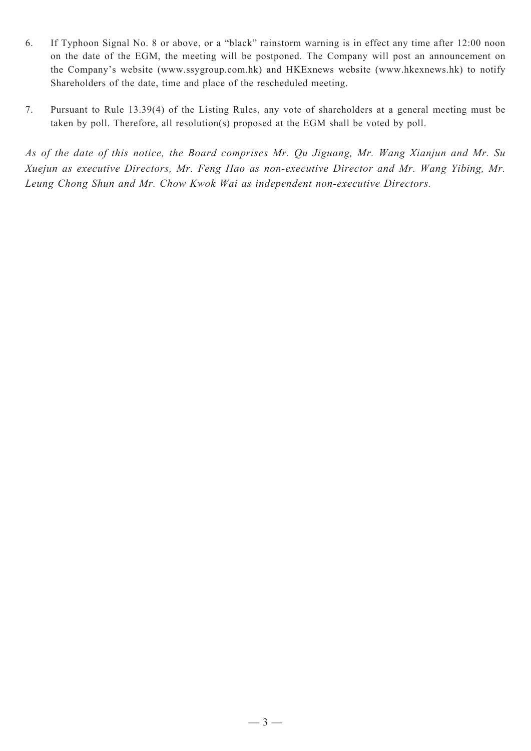6. If Typhoon Signal No. 8 or above, or a "black" rainstorm warning is in effect any time after 12:00 noon on the date of the EGM, the meeting will be postponed. The Company will post an announcement on the Company's website (www.ssygroup.com.hk) and HKExnews website (www.hkexnews.hk) to notify Shareholders of the date, time and place of the rescheduled meeting.

7. Pursuant to Rule 13.39(4) of the Listing Rules, any vote of shareholders at a general meeting must be taken by poll. Therefore, all resolution(s) proposed at the EGM shall be voted by poll.

*As of the date of this notice, the Board comprises Mr. Qu Jiguang, Mr. Wang Xianjun and Mr. Su Xuejun as executive Directors, Mr. Feng Hao as non-executive Director and Mr. Wang Yibing, Mr. Leung Chong Shun and Mr. Chow Kwok Wai as independent non-executive Directors.*